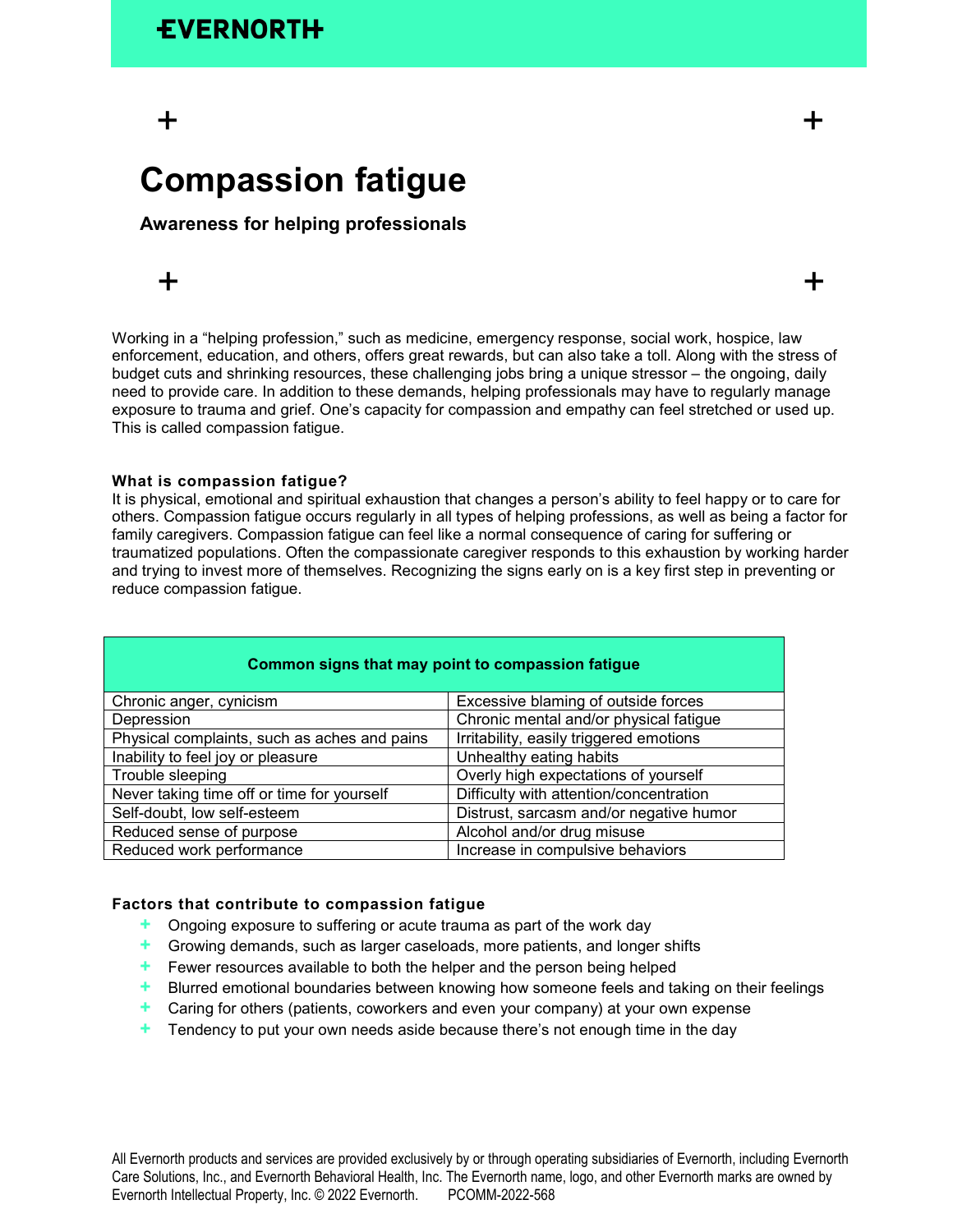EVERNORTH

# Compassion fatigue

## Awareness for helping professionals

Working in a "helping profession," such as medicine, emergency response, social work, hospice, law enforcement, education, and others, offers great rewards, but can also take a toll. Along with the stress of budget cuts and shrinking resources, these challenging jobs bring a unique stressor – the ongoing, daily need to provide care. In addition to these demands, helping professionals may have to regularly manage exposure to trauma and grief. One's capacity for compassion and empathy can feel stretched or used up. This is called compassion fatigue.

### What is compassion fatigue?

It is physical, emotional and spiritual exhaustion that changes a person's ability to feel happy or to care for others. Compassion fatigue occurs regularly in all types of helping professions, as well as being a factor for family caregivers. Compassion fatigue can feel like a normal consequence of caring for suffering or traumatized populations. Often the compassionate caregiver responds to this exhaustion by working harder and trying to invest more of themselves. Recognizing the signs early on is a key first step in preventing or reduce compassion fatigue.

| Common signs that may point to compassion fatigue | |
|---|---|
| Chronic anger, cynicism | Excessive blaming of outside forces |
| Depression | Chronic mental and/or physical fatigue |
| Physical complaints, such as aches and pains | Irritability, easily triggered emotions |
| Inability to feel joy or pleasure | Unhealthy eating habits |
| Trouble sleeping | Overly high expectations of yourself |
| Never taking time off or time for yourself | Difficulty with attention/concentration |
| Self-doubt, low self-esteem | Distrust, sarcasm and/or negative humor |
| Reduced sense of purpose | Alcohol and/or drug misuse |
| Reduced work performance | Increase in compulsive behaviors |

### Factors that contribute to compassion fatigue

- Ongoing exposure to suffering or acute trauma as part of the work day
- Growing demands, such as larger caseloads, more patients, and longer shifts
- Fewer resources available to both the helper and the person being helped
- Blurred emotional boundaries between knowing how someone feels and taking on their feelings
- Caring for others (patients, coworkers and even your company) at your own expense
- Tendency to put your own needs aside because there's not enough time in the day

All Evernorth products and services are provided exclusively by or through operating subsidiaries of Evernorth, including Evernorth Care Solutions, Inc., and Evernorth Behavioral Health, Inc. The Evernorth name, logo, and other Evernorth marks are owned by Evernorth Intellectual Property, Inc. © 2022 Evernorth. PCOMM-2022-568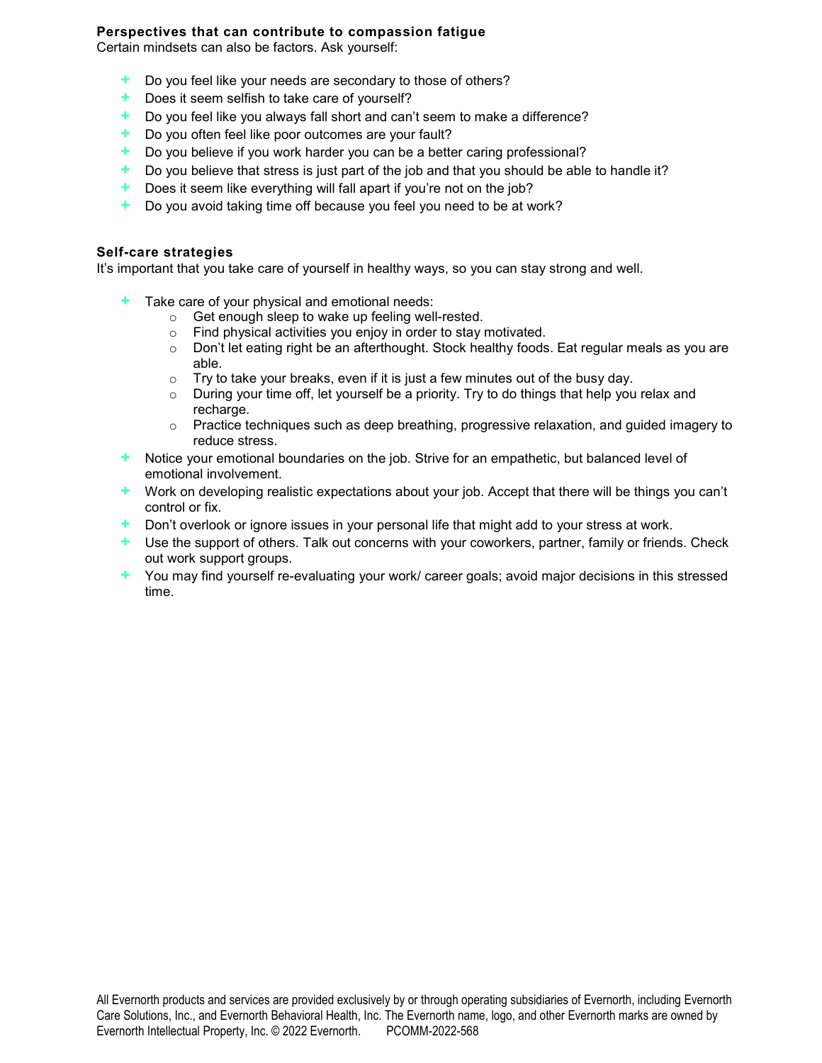**Perspectives that can contribute to compassion fatigue**

Certain mindsets can also be factors. Ask yourself:

- Do you feel like your needs are secondary to those of others?
- Does it seem selfish to take care of yourself?
- Do you feel like you always fall short and can't seem to make a difference?
- Do you often feel like poor outcomes are your fault?
- Do you believe if you work harder you can be a better caring professional?
- Do you believe that stress is just part of the job and that you should be able to handle it?
- Does it seem like everything will fall apart if you're not on the job?
- Do you avoid taking time off because you feel you need to be at work?

**Self-care strategies**

It's important that you take care of yourself in healthy ways, so you can stay strong and well.

- Take care of your physical and emotional needs:
  - Get enough sleep to wake up feeling well-rested.
  - Find physical activities you enjoy in order to stay motivated.
  - Don't let eating right be an afterthought. Stock healthy foods. Eat regular meals as you are able.
  - Try to take your breaks, even if it is just a few minutes out of the busy day.
  - During your time off, let yourself be a priority. Try to do things that help you relax and recharge.
  - Practice techniques such as deep breathing, progressive relaxation, and guided imagery to reduce stress.
- Notice your emotional boundaries on the job. Strive for an empathetic, but balanced level of emotional involvement.
- Work on developing realistic expectations about your job. Accept that there will be things you can't control or fix.
- Don't overlook or ignore issues in your personal life that might add to your stress at work.
- Use the support of others. Talk out concerns with your coworkers, partner, family or friends. Check out work support groups.
- You may find yourself re-evaluating your work/ career goals; avoid major decisions in this stressed time.

All Evernorth products and services are provided exclusively by or through operating subsidiaries of Evernorth, including Evernorth Care Solutions, Inc., and Evernorth Behavioral Health, Inc. The Evernorth name, logo, and other Evernorth marks are owned by Evernorth Intellectual Property, Inc. © 2022 Evernorth. PCOMM-2022-568